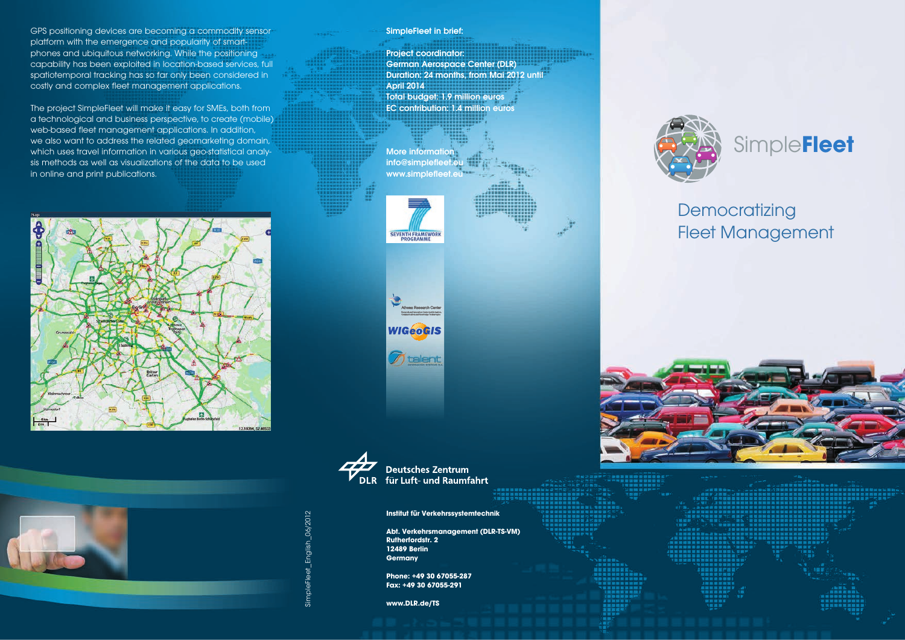# SimpleFleet

## Democratizing Fleet Management

GPS positioning devices are becoming a commodity sensor platform with the emergence and popularity of smartphones and ubiquitous networking. While the positioning capability has been exploited in location-based services, full spatiotemporal tracking has so far only been considered in costly and complex fleet management applications.

The project SimpleFleet will make it easy for SMEs, both from a technological and business perspective, to create (mobile) web-based fleet management applications. In addition, we also want to address the related geomarketing domain, which uses travel information in various geo-statistical analysis methods as well as visualizations of the data to be used in online and print publications.

**SimpleFleet in brief:**

**Project coordinator:**
**German Aerospace Center (DLR)**
**Duration: 24 months, from Mai 2012 until April 2014**
**Total budget: 1.9 million euros**
**EC contribution: 1.4 million euros**

**More information**
**info@simplefleet.eu**
**www.simplefleet.eu**

SEVENTH FRAMEWORK PROGRAMME

Athena Research Center

WIGeoGIS

talent

Deutsches Zentrum
für Luft- und Raumfahrt

**Institut für Verkehrssystemtechnik**

**Abt. Verkehrsmanagement (DLR-TS-VM)**
**Rutherfordstr. 2**
**12489 Berlin**
**Germany**

**Phone: +49 30 67055-287**
**Fax: +49 30 67055-291**

**www.DLR.de/TS**

SimpleFleet_English_06/2012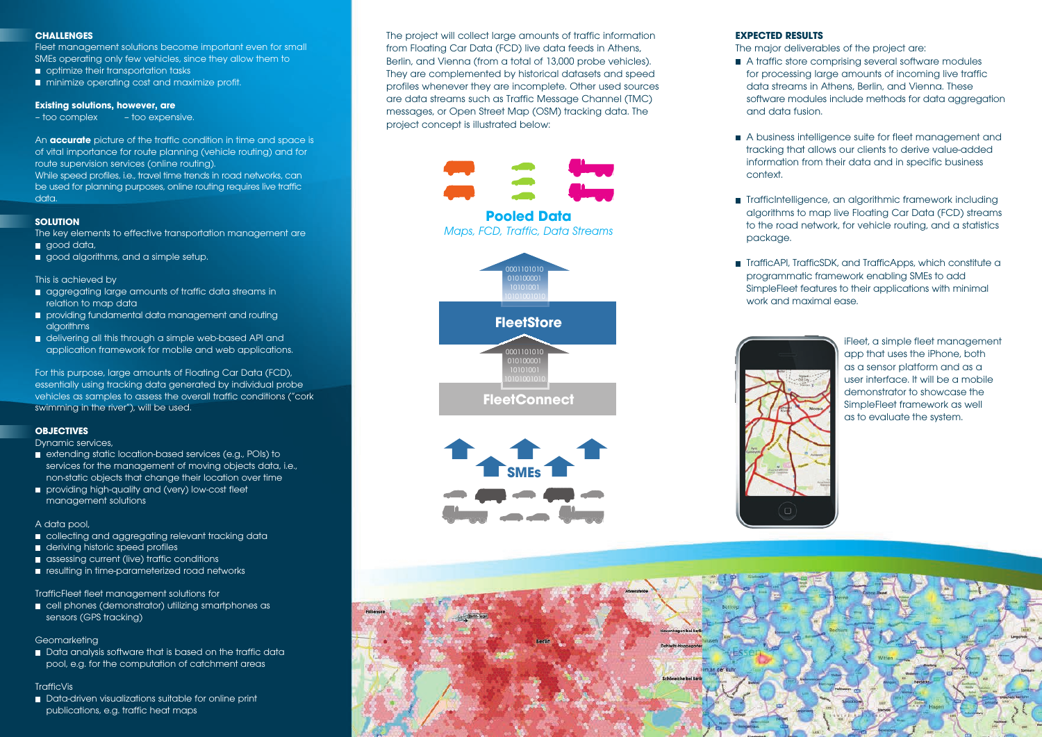## CHALLENGES

Fleet management solutions become important even for small SMEs operating only few vehicles, since they allow them to

- optimize their transportation tasks
- minimize operating cost and maximize profit.

**Existing solutions, however, are**

– too complex – too expensive.

An **accurate** picture of the traffic condition in time and space is of vital importance for route planning (vehicle routing) and for route supervision services (online routing).
While speed profiles, i.e., travel time trends in road networks, can be used for planning purposes, online routing requires live traffic data.

## SOLUTION

The key elements to effective transportation management are

- good data,
- good algorithms, and a simple setup.

This is achieved by

- aggregating large amounts of traffic data streams in relation to map data
- providing fundamental data management and routing algorithms
- delivering all this through a simple web-based API and application framework for mobile and web applications.

For this purpose, large amounts of Floating Car Data (FCD), essentially using tracking data generated by individual probe vehicles as samples to assess the overall traffic conditions ("cork swimming in the river"), will be used.

## OBJECTIVES

Dynamic services,

- extending static location-based services (e.g., POIs) to services for the management of moving objects data, i.e., non-static objects that change their location over time
- providing high-quality and (very) low-cost fleet management solutions

A data pool,

- collecting and aggregating relevant tracking data
- deriving historic speed profiles
- assessing current (live) traffic conditions
- resulting in time-parameterized road networks

TrafficFleet fleet management solutions for

- cell phones (demonstrator) utilizing smartphones as sensors (GPS tracking)

Geomarketing

- Data analysis software that is based on the traffic data pool, e.g. for the computation of catchment areas

TrafficVis

- Data-driven visualizations suitable for online print publications, e.g. traffic heat maps

The project will collect large amounts of traffic information from Floating Car Data (FCD) live data feeds in Athens, Berlin, and Vienna (from a total of 13,000 probe vehicles). They are complemented by historical datasets and speed profiles whenever they are incomplete. Other used sources are data streams such as Traffic Message Channel (TMC) messages, or Open Street Map (OSM) tracking data. The project concept is illustrated below:

**Pooled Data**
*Maps, FCD, Traffic, Data Streams*

0001101010
010100001
10101001
10101001010

**FleetStore**

0001101010
010100001
10101001
10101001010

**FleetConnect**

**SMEs**

## EXPECTED RESULTS

The major deliverables of the project are:

- A traffic store comprising several software modules for processing large amounts of incoming live traffic data streams in Athens, Berlin, and Vienna. These software modules include methods for data aggregation and data fusion.
- A business intelligence suite for fleet management and tracking that allows our clients to derive value-added information from their data and in specific business context.
- TrafficIntelligence, an algorithmic framework including algorithms to map live Floating Car Data (FCD) streams to the road network, for vehicle routing, and a statistics package.
- TrafficAPI, TrafficSDK, and TrafficApps, which constitute a programmatic framework enabling SMEs to add SimpleFleet features to their applications with minimal work and maximal ease.

iFleet, a simple fleet management app that uses the iPhone, both as a sensor platform and as a user interface. It will be a mobile demonstrator to showcase the SimpleFleet framework as well as to evaluate the system.